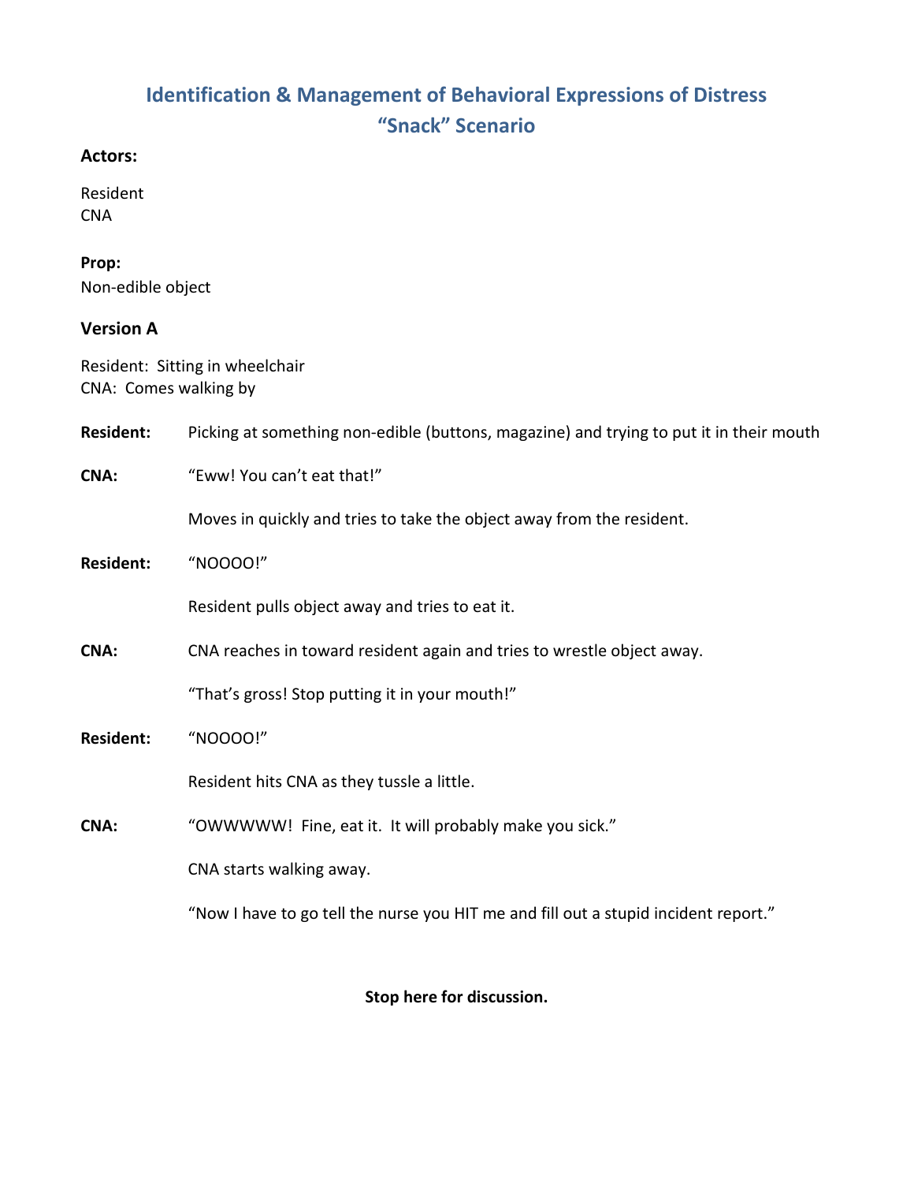# Identification & Management of Behavioral Expressions of Distress
# "Snack" Scenario

**Actors:**

Resident
CNA

**Prop:**
Non-edible object

**Version A**

Resident: Sitting in wheelchair
CNA: Comes walking by

**Resident:** Picking at something non-edible (buttons, magazine) and trying to put it in their mouth

**CNA:** "Eww! You can't eat that!"

Moves in quickly and tries to take the object away from the resident.

**Resident:** "NOOOO!"

Resident pulls object away and tries to eat it.

**CNA:** CNA reaches in toward resident again and tries to wrestle object away.

"That's gross! Stop putting it in your mouth!"

**Resident:** "NOOOO!"

Resident hits CNA as they tussle a little.

**CNA:** "OWWWWW! Fine, eat it. It will probably make you sick."

CNA starts walking away.

"Now I have to go tell the nurse you HIT me and fill out a stupid incident report."

**Stop here for discussion.**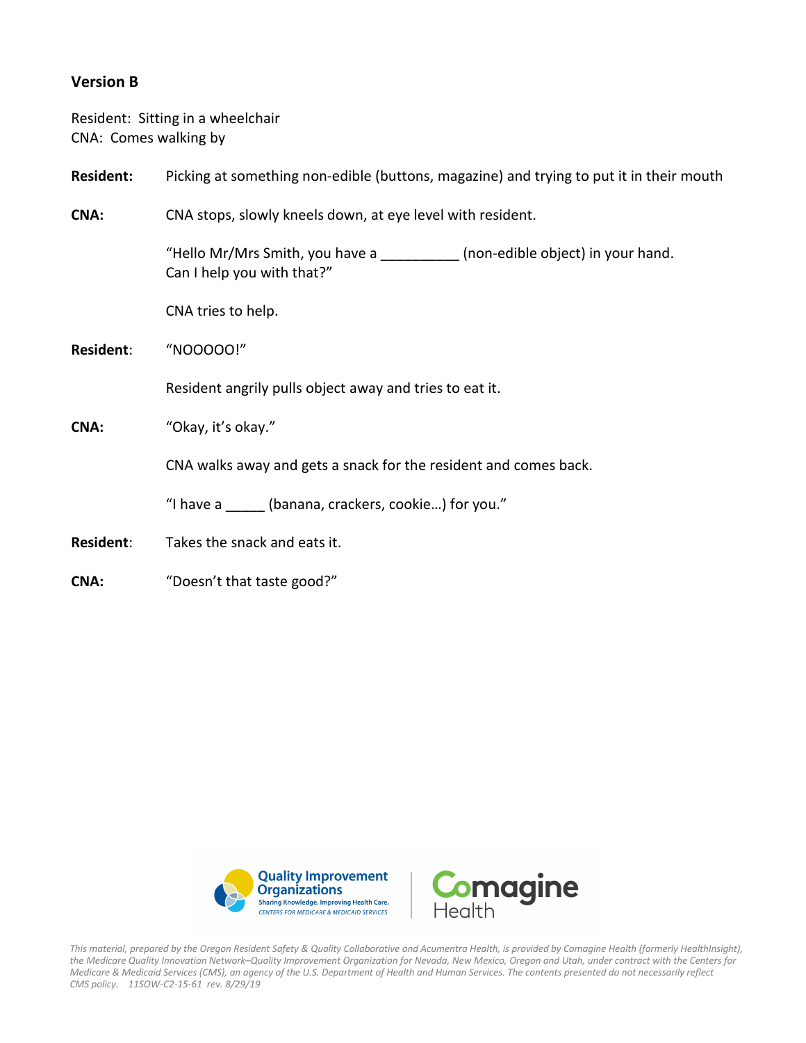## Version B

Resident: Sitting in a wheelchair
CNA: Comes walking by

**Resident:** Picking at something non-edible (buttons, magazine) and trying to put it in their mouth

**CNA:** CNA stops, slowly kneels down, at eye level with resident.

"Hello Mr/Mrs Smith, you have a __________ (non-edible object) in your hand. Can I help you with that?"

CNA tries to help.

**Resident**: "NOOOOO!"

Resident angrily pulls object away and tries to eat it.

**CNA:** "Okay, it's okay."

CNA walks away and gets a snack for the resident and comes back.

"I have a _____ (banana, crackers, cookie…) for you."

**Resident**: Takes the snack and eats it.

**CNA:** "Doesn't that taste good?"

Quality Improvement Organizations
Sharing Knowledge. Improving Health Care.
CENTERS FOR MEDICARE & MEDICAID SERVICES

Comagine Health

*This material, prepared by the Oregon Resident Safety & Quality Collaborative and Acumentra Health, is provided by Comagine Health (formerly HealthInsight), the Medicare Quality Innovation Network–Quality Improvement Organization for Nevada, New Mexico, Oregon and Utah, under contract with the Centers for Medicare & Medicaid Services (CMS), an agency of the U.S. Department of Health and Human Services. The contents presented do not necessarily reflect CMS policy. 11SOW-C2-15-61 rev. 8/29/19*